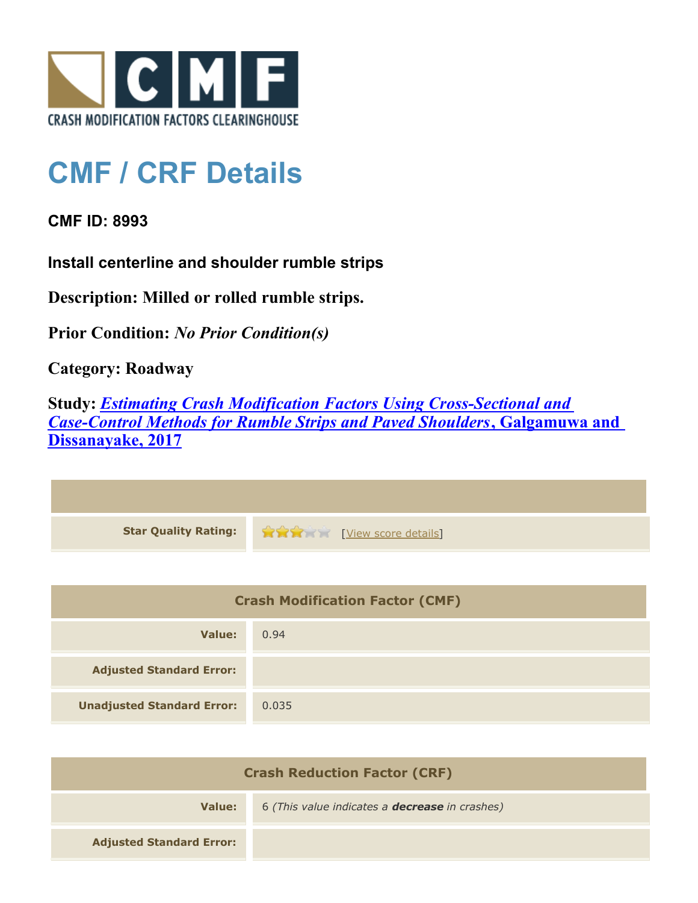CRASH MODIFICATION FACTORS CLEARINGHOUSE

# CMF / CRF Details

**CMF ID: 8993**

**Install centerline and shoulder rumble strips**

**Description: Milled or rolled rumble strips.**

**Prior Condition:** ***No Prior Condition(s)***

**Category: Roadway**

**Study:** ***Estimating Crash Modification Factors Using Cross-Sectional and Case-Control Methods for Rumble Strips and Paved Shoulders*****, Galgamuwa and Dissanayake, 2017**

| | |
|---|---|
| **Star Quality Rating:** | 3 of 5 stars [View score details] |

| Crash Modification Factor (CMF) | |
|---|---|
| **Value:** | 0.94 |
| **Adjusted Standard Error:** | |
| **Unadjusted Standard Error:** | 0.035 |

| Crash Reduction Factor (CRF) | |
|---|---|
| **Value:** | 6 *(This value indicates a* ***decrease*** *in crashes)* |
| **Adjusted Standard Error:** | |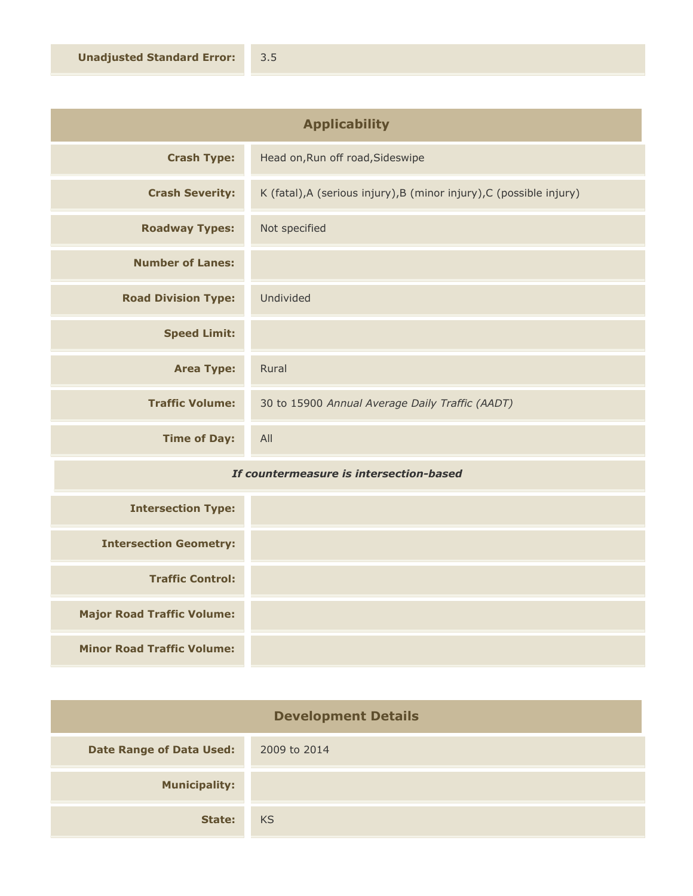| | |
|---|---|
| **Unadjusted Standard Error:** | 3.5 |

## Applicability

| | |
|---|---|
| **Crash Type:** | Head on,Run off road,Sideswipe |
| **Crash Severity:** | K (fatal),A (serious injury),B (minor injury),C (possible injury) |
| **Roadway Types:** | Not specified |
| **Number of Lanes:** | |
| **Road Division Type:** | Undivided |
| **Speed Limit:** | |
| **Area Type:** | Rural |
| **Traffic Volume:** | 30 to 15900 *Annual Average Daily Traffic (AADT)* |
| **Time of Day:** | All |

***If countermeasure is intersection-based***

| | |
|---|---|
| **Intersection Type:** | |
| **Intersection Geometry:** | |
| **Traffic Control:** | |
| **Major Road Traffic Volume:** | |
| **Minor Road Traffic Volume:** | |

## Development Details

| | |
|---|---|
| **Date Range of Data Used:** | 2009 to 2014 |
| **Municipality:** | |
| **State:** | KS |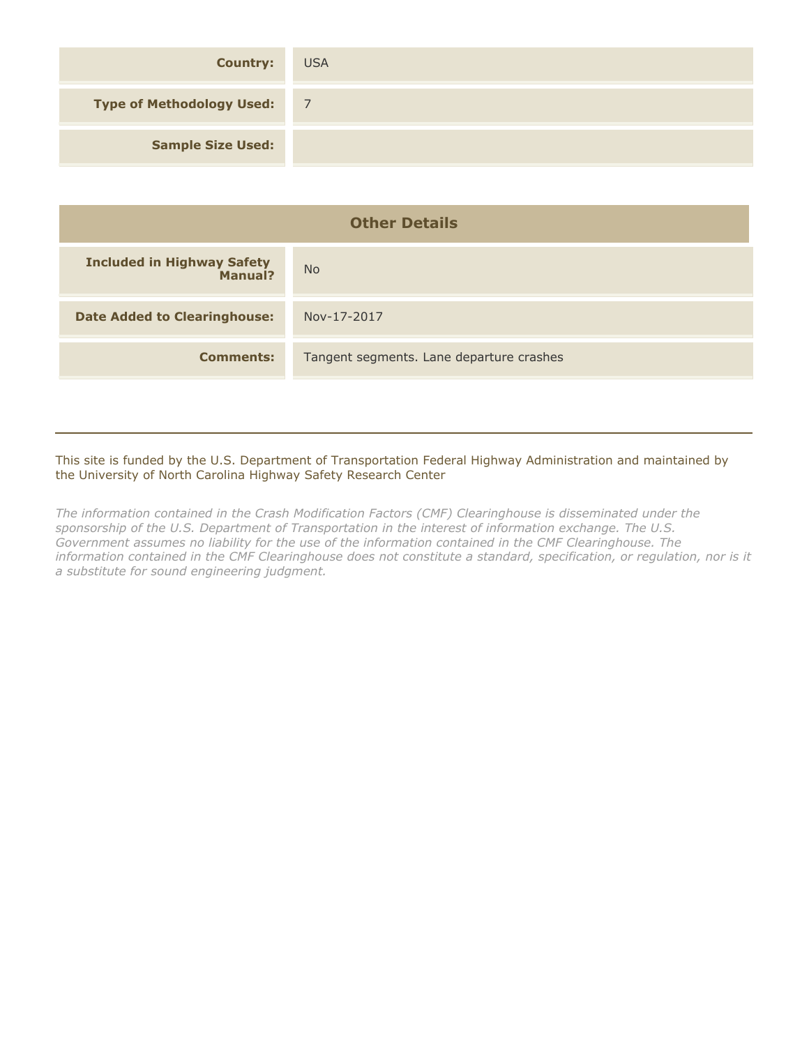| | |
|---|---|
| **Country:** | USA |
| **Type of Methodology Used:** | 7 |
| **Sample Size Used:** | |

## Other Details

| | |
|---|---|
| **Included in Highway Safety Manual?** | No |
| **Date Added to Clearinghouse:** | Nov-17-2017 |
| **Comments:** | Tangent segments. Lane departure crashes |

---

This site is funded by the U.S. Department of Transportation Federal Highway Administration and maintained by the University of North Carolina Highway Safety Research Center

*The information contained in the Crash Modification Factors (CMF) Clearinghouse is disseminated under the sponsorship of the U.S. Department of Transportation in the interest of information exchange. The U.S. Government assumes no liability for the use of the information contained in the CMF Clearinghouse. The information contained in the CMF Clearinghouse does not constitute a standard, specification, or regulation, nor is it a substitute for sound engineering judgment.*